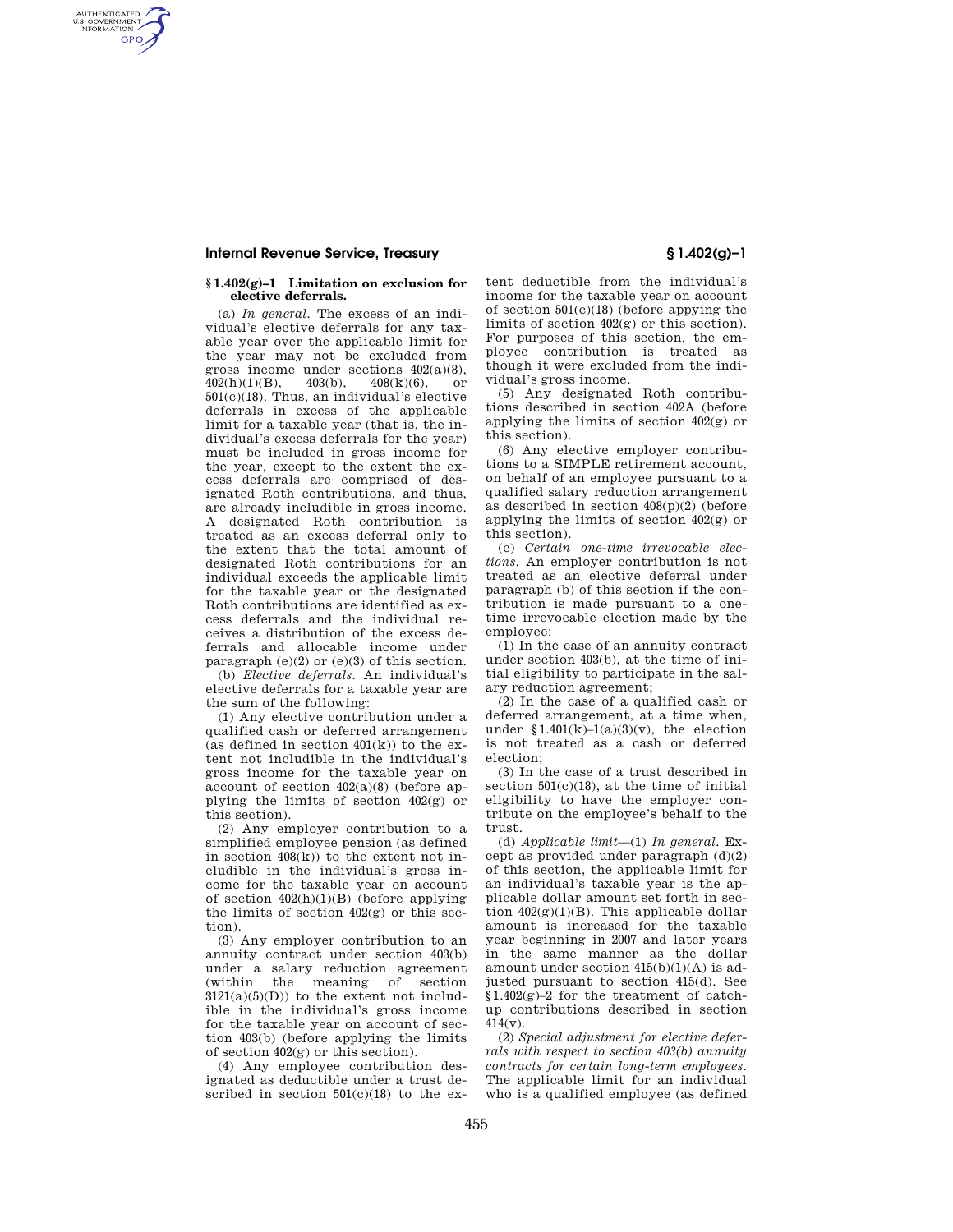### § 1.402(g)–1 Limitation on exclusion for elective deferrals.

(a) *In general.* The excess of an individual's elective deferrals for any taxable year over the applicable limit for the year may not be excluded from gross income under sections 402(a)(8), 402(h)(1)(B), 403(b), 408(k)(6), or 501(c)(18). Thus, an individual's elective deferrals in excess of the applicable limit for a taxable year (that is, the individual's excess deferrals for the year) must be included in gross income for the year, except to the extent the excess deferrals are comprised of designated Roth contributions, and thus, are already includible in gross income. A designated Roth contribution is treated as an excess deferral only to the extent that the total amount of designated Roth contributions for an individual exceeds the applicable limit for the taxable year or the designated Roth contributions are identified as excess deferrals and the individual receives a distribution of the excess deferrals and allocable income under paragraph (e)(2) or (e)(3) of this section.

(b) *Elective deferrals.* An individual's elective deferrals for a taxable year are the sum of the following:

(1) Any elective contribution under a qualified cash or deferred arrangement (as defined in section 401(k)) to the extent not includible in the individual's gross income for the taxable year on account of section 402(a)(8) (before applying the limits of section 402(g) or this section).

(2) Any employer contribution to a simplified employee pension (as defined in section 408(k)) to the extent not includible in the individual's gross income for the taxable year on account of section 402(h)(1)(B) (before applying the limits of section 402(g) or this section).

(3) Any employer contribution to an annuity contract under section 403(b) under a salary reduction agreement (within the meaning of section 3121(a)(5)(D)) to the extent not includible in the individual's gross income for the taxable year on account of section 403(b) (before applying the limits of section 402(g) or this section).

(4) Any employee contribution designated as deductible under a trust described in section 501(c)(18) to the extent deductible from the individual's income for the taxable year on account of section 501(c)(18) (before appying the limits of section 402(g) or this section). For purposes of this section, the employee contribution is treated as though it were excluded from the individual's gross income.

(5) Any designated Roth contributions described in section 402A (before applying the limits of section 402(g) or this section).

(6) Any elective employer contributions to a SIMPLE retirement account, on behalf of an employee pursuant to a qualified salary reduction arrangement as described in section 408(p)(2) (before applying the limits of section 402(g) or this section).

(c) *Certain one-time irrevocable elections.* An employer contribution is not treated as an elective deferral under paragraph (b) of this section if the contribution is made pursuant to a one-time irrevocable election made by the employee:

(1) In the case of an annuity contract under section 403(b), at the time of initial eligibility to participate in the salary reduction agreement;

(2) In the case of a qualified cash or deferred arrangement, at a time when, under §1.401(k)–1(a)(3)(v), the election is not treated as a cash or deferred election;

(3) In the case of a trust described in section 501(c)(18), at the time of initial eligibility to have the employer contribute on the employee's behalf to the trust.

(d) *Applicable limit*—(1) *In general.* Except as provided under paragraph (d)(2) of this section, the applicable limit for an individual's taxable year is the applicable dollar amount set forth in section 402(g)(1)(B). This applicable dollar amount is increased for the taxable year beginning in 2007 and later years in the same manner as the dollar amount under section 415(b)(1)(A) is adjusted pursuant to section 415(d). See §1.402(g)–2 for the treatment of catch-up contributions described in section 414(v).

(2) *Special adjustment for elective deferrals with respect to section 403(b) annuity contracts for certain long-term employees.* The applicable limit for an individual who is a qualified employee (as defined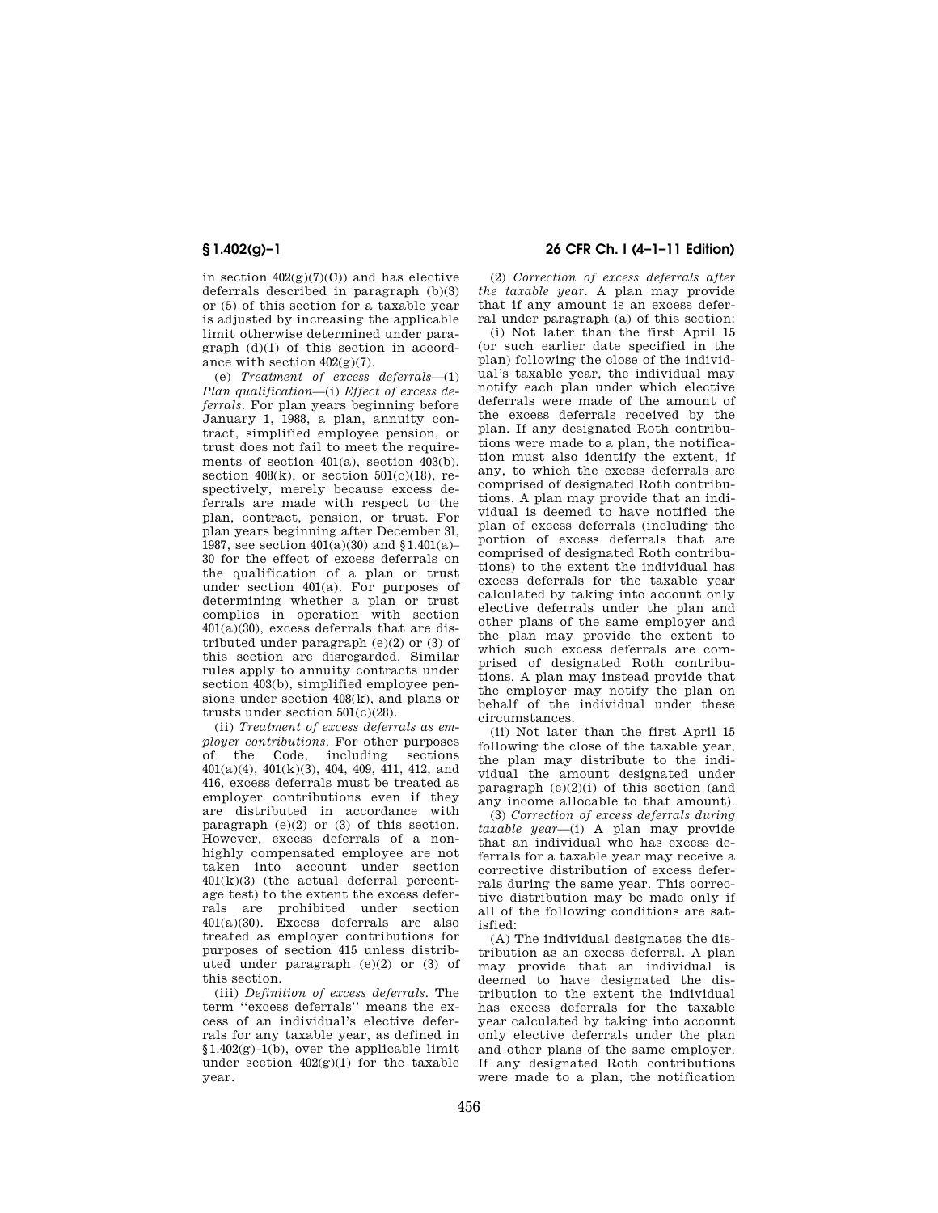in section 402(g)(7)(C)) and has elective deferrals described in paragraph (b)(3) or (5) of this section for a taxable year is adjusted by increasing the applicable limit otherwise determined under paragraph (d)(1) of this section in accordance with section 402(g)(7).

(e) *Treatment of excess deferrals*—(1) *Plan qualification*—(i) *Effect of excess deferrals.* For plan years beginning before January 1, 1988, a plan, annuity contract, simplified employee pension, or trust does not fail to meet the requirements of section 401(a), section 403(b), section 408(k), or section 501(c)(18), respectively, merely because excess deferrals are made with respect to the plan, contract, pension, or trust. For plan years beginning after December 31, 1987, see section 401(a)(30) and §1.401(a)–30 for the effect of excess deferrals on the qualification of a plan or trust under section 401(a). For purposes of determining whether a plan or trust complies in operation with section 401(a)(30), excess deferrals that are distributed under paragraph (e)(2) or (3) of this section are disregarded. Similar rules apply to annuity contracts under section 403(b), simplified employee pensions under section 408(k), and plans or trusts under section 501(c)(28).

(ii) *Treatment of excess deferrals as employer contributions.* For other purposes of the Code, including sections 401(a)(4), 401(k)(3), 404, 409, 411, 412, and 416, excess deferrals must be treated as employer contributions even if they are distributed in accordance with paragraph (e)(2) or (3) of this section. However, excess deferrals of a nonhighly compensated employee are not taken into account under section 401(k)(3) (the actual deferral percentage test) to the extent the excess deferrals are prohibited under section 401(a)(30). Excess deferrals are also treated as employer contributions for purposes of section 415 unless distributed under paragraph (e)(2) or (3) of this section.

(iii) *Definition of excess deferrals.* The term ''excess deferrals'' means the excess of an individual's elective deferrals for any taxable year, as defined in §1.402(g)–1(b), over the applicable limit under section 402(g)(1) for the taxable year.

(2) *Correction of excess deferrals after the taxable year.* A plan may provide that if any amount is an excess deferral under paragraph (a) of this section:

(i) Not later than the first April 15 (or such earlier date specified in the plan) following the close of the individual's taxable year, the individual may notify each plan under which elective deferrals were made of the amount of the excess deferrals received by the plan. If any designated Roth contributions were made to a plan, the notification must also identify the extent, if any, to which the excess deferrals are comprised of designated Roth contributions. A plan may provide that an individual is deemed to have notified the plan of excess deferrals (including the portion of excess deferrals that are comprised of designated Roth contributions) to the extent the individual has excess deferrals for the taxable year calculated by taking into account only elective deferrals under the plan and other plans of the same employer and the plan may provide the extent to which such excess deferrals are comprised of designated Roth contributions. A plan may instead provide that the employer may notify the plan on behalf of the individual under these circumstances.

(ii) Not later than the first April 15 following the close of the taxable year, the plan may distribute to the individual the amount designated under paragraph (e)(2)(i) of this section (and any income allocable to that amount).

(3) *Correction of excess deferrals during taxable year*—(i) A plan may provide that an individual who has excess deferrals for a taxable year may receive a corrective distribution of excess deferrals during the same year. This corrective distribution may be made only if all of the following conditions are satisfied:

(A) The individual designates the distribution as an excess deferral. A plan may provide that an individual is deemed to have designated the distribution to the extent the individual has excess deferrals for the taxable year calculated by taking into account only elective deferrals under the plan and other plans of the same employer. If any designated Roth contributions were made to a plan, the notification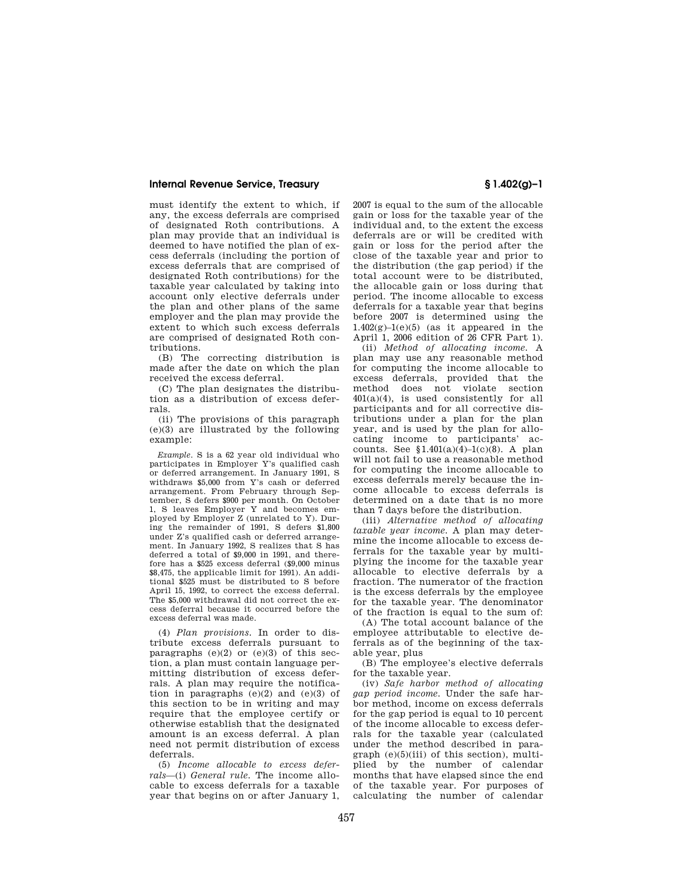must identify the extent to which, if any, the excess deferrals are comprised of designated Roth contributions. A plan may provide that an individual is deemed to have notified the plan of excess deferrals (including the portion of excess deferrals that are comprised of designated Roth contributions) for the taxable year calculated by taking into account only elective deferrals under the plan and other plans of the same employer and the plan may provide the extent to which such excess deferrals are comprised of designated Roth contributions.

(B) The correcting distribution is made after the date on which the plan received the excess deferral.

(C) The plan designates the distribution as a distribution of excess deferrals.

(ii) The provisions of this paragraph (e)(3) are illustrated by the following example:

*Example*. S is a 62 year old individual who participates in Employer Y's qualified cash or deferred arrangement. In January 1991, S withdraws $5,000 from Y's cash or deferred arrangement. From February through September, S defers $900 per month. On October 1, S leaves Employer Y and becomes employed by Employer Z (unrelated to Y). During the remainder of 1991, S defers $1,800 under Z's qualified cash or deferred arrangement. In January 1992, S realizes that S has deferred a total of $9,000 in 1991, and therefore has a $525 excess deferral ($9,000 minus $8,475, the applicable limit for 1991). An additional $525 must be distributed to S before April 15, 1992, to correct the excess deferral. The $5,000 withdrawal did not correct the excess deferral because it occurred before the excess deferral was made.

(4) *Plan provisions*. In order to distribute excess deferrals pursuant to paragraphs (e)(2) or (e)(3) of this section, a plan must contain language permitting distribution of excess deferrals. A plan may require the notification in paragraphs (e)(2) and (e)(3) of this section to be in writing and may require that the employee certify or otherwise establish that the designated amount is an excess deferral. A plan need not permit distribution of excess deferrals.

(5) *Income allocable to excess deferrals*—(i) *General rule*. The income allocable to excess deferrals for a taxable year that begins on or after January 1, 2007 is equal to the sum of the allocable gain or loss for the taxable year of the individual and, to the extent the excess deferrals are or will be credited with gain or loss for the period after the close of the taxable year and prior to the distribution (the gap period) if the total account were to be distributed, the allocable gain or loss during that period. The income allocable to excess deferrals for a taxable year that begins before 2007 is determined using the 1.402(g)–1(e)(5) (as it appeared in the April 1, 2006 edition of 26 CFR Part 1).

(ii) *Method of allocating income*. A plan may use any reasonable method for computing the income allocable to excess deferrals, provided that the method does not violate section 401(a)(4), is used consistently for all participants and for all corrective distributions under a plan for the plan year, and is used by the plan for allocating income to participants' accounts. See §1.401(a)(4)–1(c)(8). A plan will not fail to use a reasonable method for computing the income allocable to excess deferrals merely because the income allocable to excess deferrals is determined on a date that is no more than 7 days before the distribution.

(iii) *Alternative method of allocating taxable year income*. A plan may determine the income allocable to excess deferrals for the taxable year by multiplying the income for the taxable year allocable to elective deferrals by a fraction. The numerator of the fraction is the excess deferrals by the employee for the taxable year. The denominator of the fraction is equal to the sum of:

(A) The total account balance of the employee attributable to elective deferrals as of the beginning of the taxable year, plus

(B) The employee's elective deferrals for the taxable year.

(iv) *Safe harbor method of allocating gap period income*. Under the safe harbor method, income on excess deferrals for the gap period is equal to 10 percent of the income allocable to excess deferrals for the taxable year (calculated under the method described in paragraph (e)(5)(iii) of this section), multiplied by the number of calendar months that have elapsed since the end of the taxable year. For purposes of calculating the number of calendar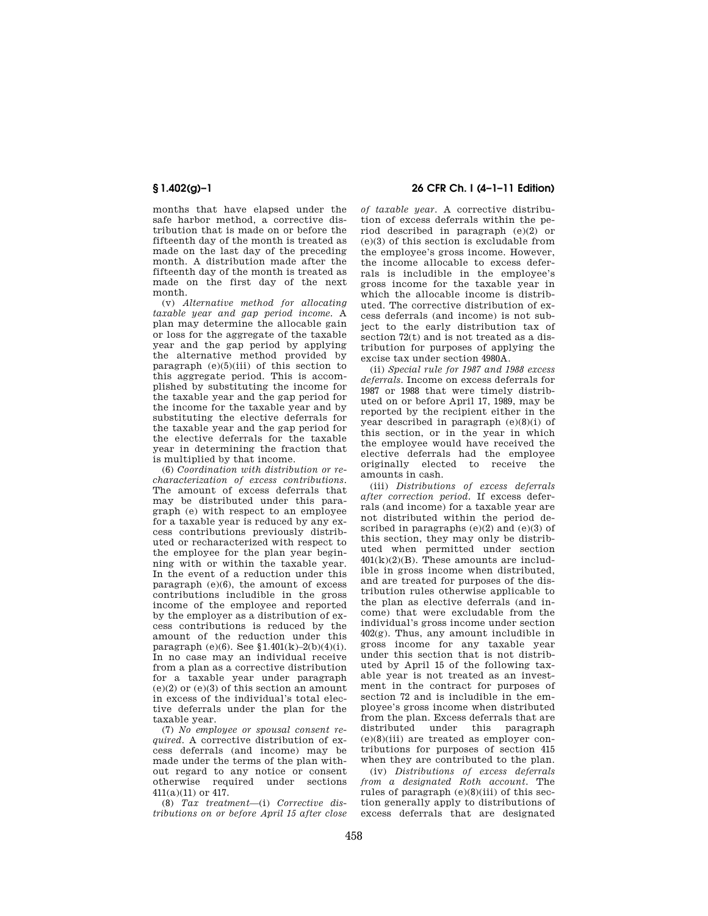months that have elapsed under the safe harbor method, a corrective distribution that is made on or before the fifteenth day of the month is treated as made on the last day of the preceding month. A distribution made after the fifteenth day of the month is treated as made on the first day of the next month.

(v) *Alternative method for allocating taxable year and gap period income.* A plan may determine the allocable gain or loss for the aggregate of the taxable year and the gap period by applying the alternative method provided by paragraph (e)(5)(iii) of this section to this aggregate period. This is accomplished by substituting the income for the taxable year and the gap period for the income for the taxable year and by substituting the elective deferrals for the taxable year and the gap period for the elective deferrals for the taxable year in determining the fraction that is multiplied by that income.

(6) *Coordination with distribution or recharacterization of excess contributions.* The amount of excess deferrals that may be distributed under this paragraph (e) with respect to an employee for a taxable year is reduced by any excess contributions previously distributed or recharacterized with respect to the employee for the plan year beginning with or within the taxable year. In the event of a reduction under this paragraph (e)(6), the amount of excess contributions includible in the gross income of the employee and reported by the employer as a distribution of excess contributions is reduced by the amount of the reduction under this paragraph (e)(6). See §1.401(k)–2(b)(4)(i). In no case may an individual receive from a plan as a corrective distribution for a taxable year under paragraph (e)(2) or (e)(3) of this section an amount in excess of the individual's total elective deferrals under the plan for the taxable year.

(7) *No employee or spousal consent required.* A corrective distribution of excess deferrals (and income) may be made under the terms of the plan without regard to any notice or consent otherwise required under sections 411(a)(11) or 417.

(8) *Tax treatment*—(i) *Corrective distributions on or before April 15 after close of taxable year.* A corrective distribution of excess deferrals within the period described in paragraph (e)(2) or (e)(3) of this section is excludable from the employee's gross income. However, the income allocable to excess deferrals is includible in the employee's gross income for the taxable year in which the allocable income is distributed. The corrective distribution of excess deferrals (and income) is not subject to the early distribution tax of section 72(t) and is not treated as a distribution for purposes of applying the excise tax under section 4980A.

(ii) *Special rule for 1987 and 1988 excess deferrals.* Income on excess deferrals for 1987 or 1988 that were timely distributed on or before April 17, 1989, may be reported by the recipient either in the year described in paragraph (e)(8)(i) of this section, or in the year in which the employee would have received the elective deferrals had the employee originally elected to receive the amounts in cash.

(iii) *Distributions of excess deferrals after correction period.* If excess deferrals (and income) for a taxable year are not distributed within the period described in paragraphs (e)(2) and (e)(3) of this section, they may only be distributed when permitted under section 401(k)(2)(B). These amounts are includible in gross income when distributed, and are treated for purposes of the distribution rules otherwise applicable to the plan as elective deferrals (and income) that were excludable from the individual's gross income under section 402(g). Thus, any amount includible in gross income for any taxable year under this section that is not distributed by April 15 of the following taxable year is not treated as an investment in the contract for purposes of section 72 and is includible in the employee's gross income when distributed from the plan. Excess deferrals that are distributed under this paragraph (e)(8)(iii) are treated as employer contributions for purposes of section 415 when they are contributed to the plan.

(iv) *Distributions of excess deferrals from a designated Roth account.* The rules of paragraph (e)(8)(iii) of this section generally apply to distributions of excess deferrals that are designated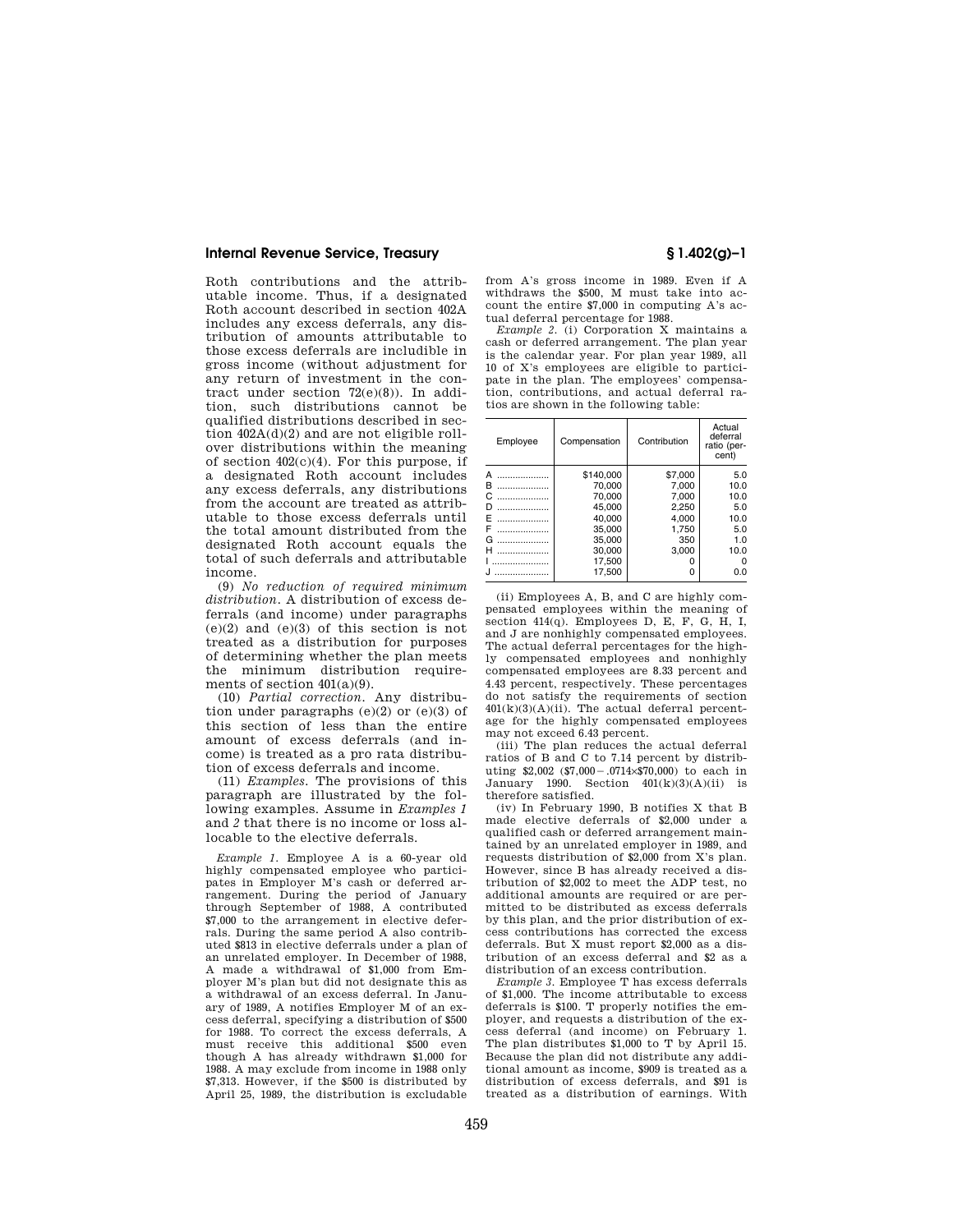Roth contributions and the attributable income. Thus, if a designated Roth account described in section 402A includes any excess deferrals, any distribution of amounts attributable to those excess deferrals are includible in gross income (without adjustment for any return of investment in the contract under section 72(e)(8)). In addition, such distributions cannot be qualified distributions described in section 402A(d)(2) and are not eligible rollover distributions within the meaning of section 402(c)(4). For this purpose, if a designated Roth account includes any excess deferrals, any distributions from the account are treated as attributable to those excess deferrals until the total amount distributed from the designated Roth account equals the total of such deferrals and attributable income.

(9) *No reduction of required minimum distribution.* A distribution of excess deferrals (and income) under paragraphs (e)(2) and (e)(3) of this section is not treated as a distribution for purposes of determining whether the plan meets the minimum distribution requirements of section 401(a)(9).

(10) *Partial correction.* Any distribution under paragraphs (e)(2) or (e)(3) of this section of less than the entire amount of excess deferrals (and income) is treated as a pro rata distribution of excess deferrals and income.

(11) *Examples.* The provisions of this paragraph are illustrated by the following examples. Assume in *Examples 1* and *2* that there is no income or loss allocable to the elective deferrals.

*Example 1.* Employee A is a 60-year old highly compensated employee who participates in Employer M's cash or deferred arrangement. During the period of January through September of 1988, A contributed $7,000 to the arrangement in elective deferrals. During the same period A also contributed $813 in elective deferrals under a plan of an unrelated employer. In December of 1988, A made a withdrawal of $1,000 from Employer M's plan but did not designate this as a withdrawal of an excess deferral. In January of 1989, A notifies Employer M of an excess deferral, specifying a distribution of $500 for 1988. To correct the excess deferrals, A must receive this additional $500 even though A has already withdrawn $1,000 for 1988. A may exclude from income in 1988 only $7,313. However, if the $500 is distributed by April 25, 1989, the distribution is excludable from A's gross income in 1989. Even if A withdraws the $500, M must take into account the entire $7,000 in computing A's actual deferral percentage for 1988.

*Example 2.* (i) Corporation X maintains a cash or deferred arrangement. The plan year is the calendar year. For plan year 1989, all 10 of X's employees are eligible to participate in the plan. The employees' compensation, contributions, and actual deferral ratios are shown in the following table:

| Employee | Compensation | Contribution | Actual deferral ratio (percent) |
|---|---|---|---|
| A | $140,000 | $7,000 | 5.0 |
| B | 70,000 | 7,000 | 10.0 |
| C | 70,000 | 7,000 | 10.0 |
| D | 45,000 | 2,250 | 5.0 |
| E | 40,000 | 4,000 | 10.0 |
| F | 35,000 | 1,750 | 5.0 |
| G | 35,000 | 350 | 1.0 |
| H | 30,000 | 3,000 | 10.0 |
| I | 17,500 | 0 | 0 |
| J | 17,500 | 0 | 0.0 |

(ii) Employees A, B, and C are highly compensated employees within the meaning of section 414(q). Employees D, E, F, G, H, I, and J are nonhighly compensated employees. The actual deferral percentages for the highly compensated employees and nonhighly compensated employees are 8.33 percent and 4.43 percent, respectively. These percentages do not satisfy the requirements of section 401(k)(3)(A)(ii). The actual deferral percentage for the highly compensated employees may not exceed 6.43 percent.

(iii) The plan reduces the actual deferral ratios of B and C to 7.14 percent by distributing $2,002 ($7,000 − .0714×$70,000) to each in January 1990. Section 401(k)(3)(A)(ii) is therefore satisfied.

(iv) In February 1990, B notifies X that B made elective deferrals of $2,000 under a qualified cash or deferred arrangement maintained by an unrelated employer in 1989, and requests distribution of $2,000 from X's plan. However, since B has already received a distribution of $2,002 to meet the ADP test, no additional amounts are required or are permitted to be distributed as excess deferrals by this plan, and the prior distribution of excess contributions has corrected the excess deferrals. But X must report $2,000 as a distribution of an excess deferral and $2 as a distribution of an excess contribution.

*Example 3.* Employee T has excess deferrals of $1,000. The income attributable to excess deferrals is $100. T properly notifies the employer, and requests a distribution of the excess deferral (and income) on February 1. The plan distributes $1,000 to T by April 15. Because the plan did not distribute any additional amount as income, $909 is treated as a distribution of excess deferrals, and $91 is treated as a distribution of earnings. With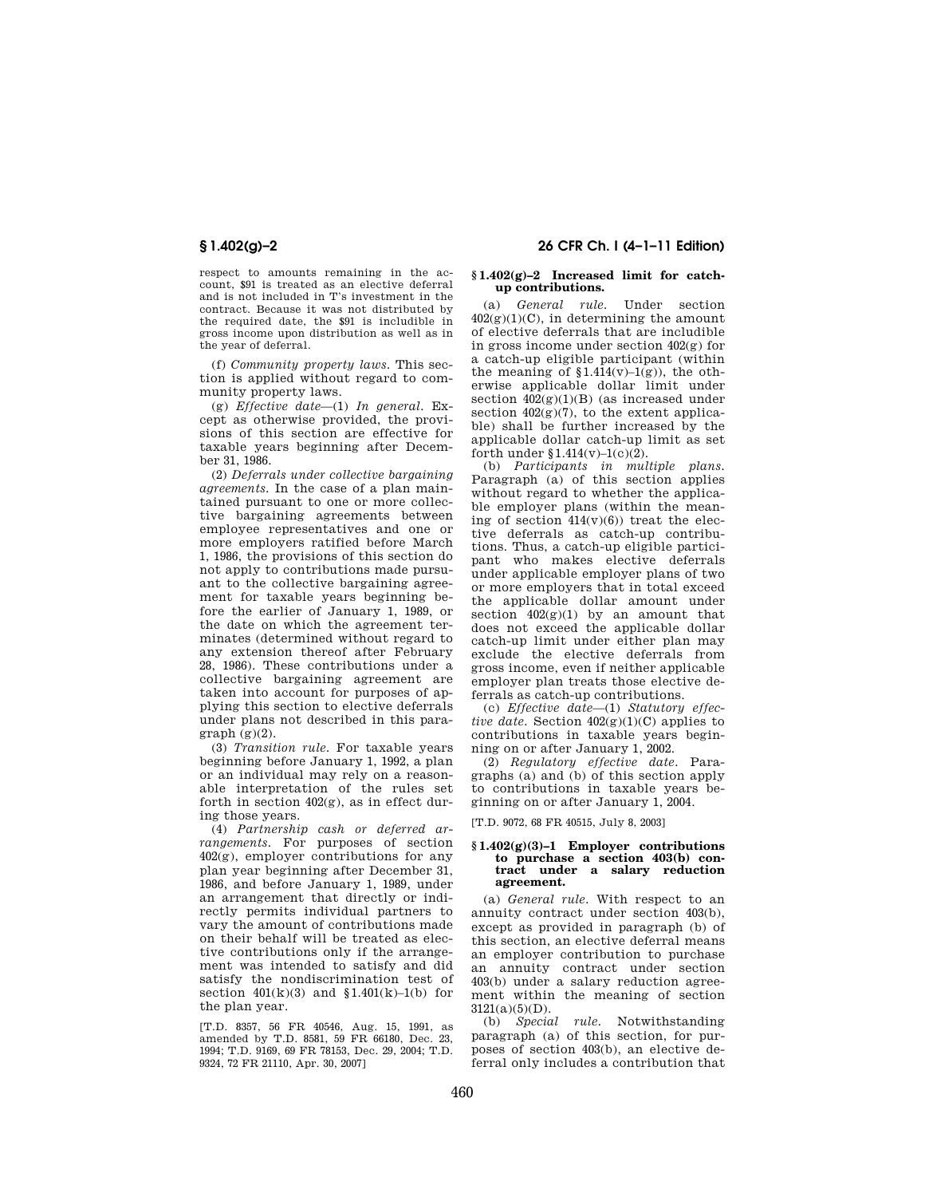respect to amounts remaining in the account, $91 is treated as an elective deferral and is not included in T's investment in the contract. Because it was not distributed by the required date, the $91 is includible in gross income upon distribution as well as in the year of deferral.

(f) *Community property laws.* This section is applied without regard to community property laws.

(g) *Effective date*—(1) *In general.* Except as otherwise provided, the provisions of this section are effective for taxable years beginning after December 31, 1986.

(2) *Deferrals under collective bargaining agreements.* In the case of a plan maintained pursuant to one or more collective bargaining agreements between employee representatives and one or more employers ratified before March 1, 1986, the provisions of this section do not apply to contributions made pursuant to the collective bargaining agreement for taxable years beginning before the earlier of January 1, 1989, or the date on which the agreement terminates (determined without regard to any extension thereof after February 28, 1986). These contributions under a collective bargaining agreement are taken into account for purposes of applying this section to elective deferrals under plans not described in this paragraph (g)(2).

(3) *Transition rule.* For taxable years beginning before January 1, 1992, a plan or an individual may rely on a reasonable interpretation of the rules set forth in section 402(g), as in effect during those years.

(4) *Partnership cash or deferred arrangements.* For purposes of section 402(g), employer contributions for any plan year beginning after December 31, 1986, and before January 1, 1989, under an arrangement that directly or indirectly permits individual partners to vary the amount of contributions made on their behalf will be treated as elective contributions only if the arrangement was intended to satisfy and did satisfy the nondiscrimination test of section 401(k)(3) and §1.401(k)–1(b) for the plan year.

[T.D. 8357, 56 FR 40546, Aug. 15, 1991, as amended by T.D. 8581, 59 FR 66180, Dec. 23, 1994; T.D. 9169, 69 FR 78153, Dec. 29, 2004; T.D. 9324, 72 FR 21110, Apr. 30, 2007]

## §1.402(g)–2 Increased limit for catch-up contributions.

(a) *General rule.* Under section 402(g)(1)(C), in determining the amount of elective deferrals that are includible in gross income under section 402(g) for a catch-up eligible participant (within the meaning of §1.414(v)–1(g)), the otherwise applicable dollar limit under section 402(g)(1)(B) (as increased under section 402(g)(7), to the extent applicable) shall be further increased by the applicable dollar catch-up limit as set forth under §1.414(v)–1(c)(2).

(b) *Participants in multiple plans.* Paragraph (a) of this section applies without regard to whether the applicable employer plans (within the meaning of section 414(v)(6)) treat the elective deferrals as catch-up contributions. Thus, a catch-up eligible participant who makes elective deferrals under applicable employer plans of two or more employers that in total exceed the applicable dollar amount under section 402(g)(1) by an amount that does not exceed the applicable dollar catch-up limit under either plan may exclude the elective deferrals from gross income, even if neither applicable employer plan treats those elective deferrals as catch-up contributions.

(c) *Effective date*—(1) *Statutory effective date.* Section 402(g)(1)(C) applies to contributions in taxable years beginning on or after January 1, 2002.

(2) *Regulatory effective date.* Paragraphs (a) and (b) of this section apply to contributions in taxable years beginning on or after January 1, 2004.

[T.D. 9072, 68 FR 40515, July 8, 2003]

## §1.402(g)(3)–1 Employer contributions to purchase a section 403(b) contract under a salary reduction agreement.

(a) *General rule.* With respect to an annuity contract under section 403(b), except as provided in paragraph (b) of this section, an elective deferral means an employer contribution to purchase an annuity contract under section 403(b) under a salary reduction agreement within the meaning of section 3121(a)(5)(D).

(b) *Special rule.* Notwithstanding paragraph (a) of this section, for purposes of section 403(b), an elective deferral only includes a contribution that